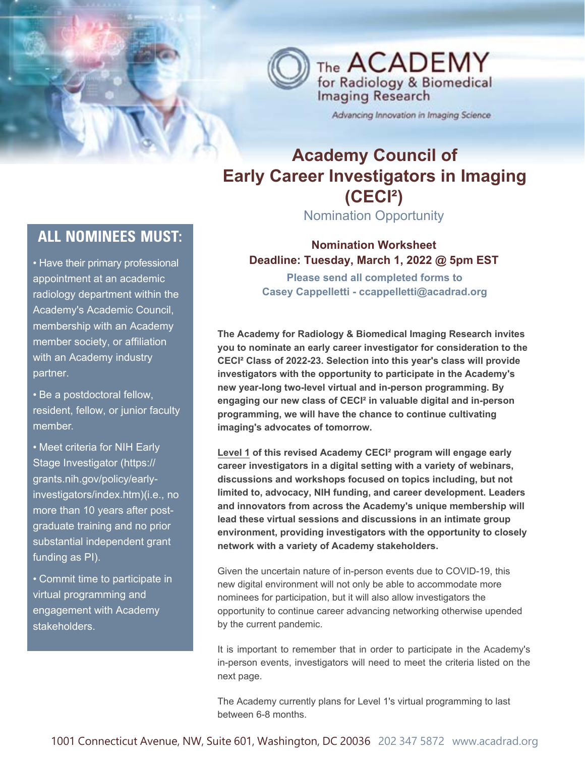The ACADEMY for Radiology & Biomedical Imaging Research

*Advancing Innovation in Imaging Science*

# Academy Council of Early Career Investigators in Imaging (CECI²)

Nomination Opportunity

**Nomination Worksheet**
**Deadline: Tuesday, March 1, 2022 @ 5pm EST**

**Please send all completed forms to Casey Cappelletti - ccappelletti@acadrad.org**

## ALL NOMINEES MUST:

- Have their primary professional appointment at an academic radiology department within the Academy's Academic Council, membership with an Academy member society, or affiliation with an Academy industry partner.
- Be a postdoctoral fellow, resident, fellow, or junior faculty member.
- Meet criteria for NIH Early Stage Investigator (https://grants.nih.gov/policy/early-investigators/index.htm)(i.e., no more than 10 years after post-graduate training and no prior substantial independent grant funding as PI).
- Commit time to participate in virtual programming and engagement with Academy stakeholders.

**The Academy for Radiology & Biomedical Imaging Research invites you to nominate an early career investigator for consideration to the CECI² Class of 2022-23. Selection into this year's class will provide investigators with the opportunity to participate in the Academy's new year-long two-level virtual and in-person programming. By engaging our new class of CECI² in valuable digital and in-person programming, we will have the chance to continue cultivating imaging's advocates of tomorrow.**

**Level 1 of this revised Academy CECI² program will engage early career investigators in a digital setting with a variety of webinars, discussions and workshops focused on topics including, but not limited to, advocacy, NIH funding, and career development. Leaders and innovators from across the Academy's unique membership will lead these virtual sessions and discussions in an intimate group environment, providing investigators with the opportunity to closely network with a variety of Academy stakeholders.**

Given the uncertain nature of in-person events due to COVID-19, this new digital environment will not only be able to accommodate more nominees for participation, but it will also allow investigators the opportunity to continue career advancing networking otherwise upended by the current pandemic.

It is important to remember that in order to participate in the Academy's in-person events, investigators will need to meet the criteria listed on the next page.

The Academy currently plans for Level 1's virtual programming to last between 6-8 months.

1001 Connecticut Avenue, NW, Suite 601, Washington, DC 20036 202 347 5872 www.acadrad.org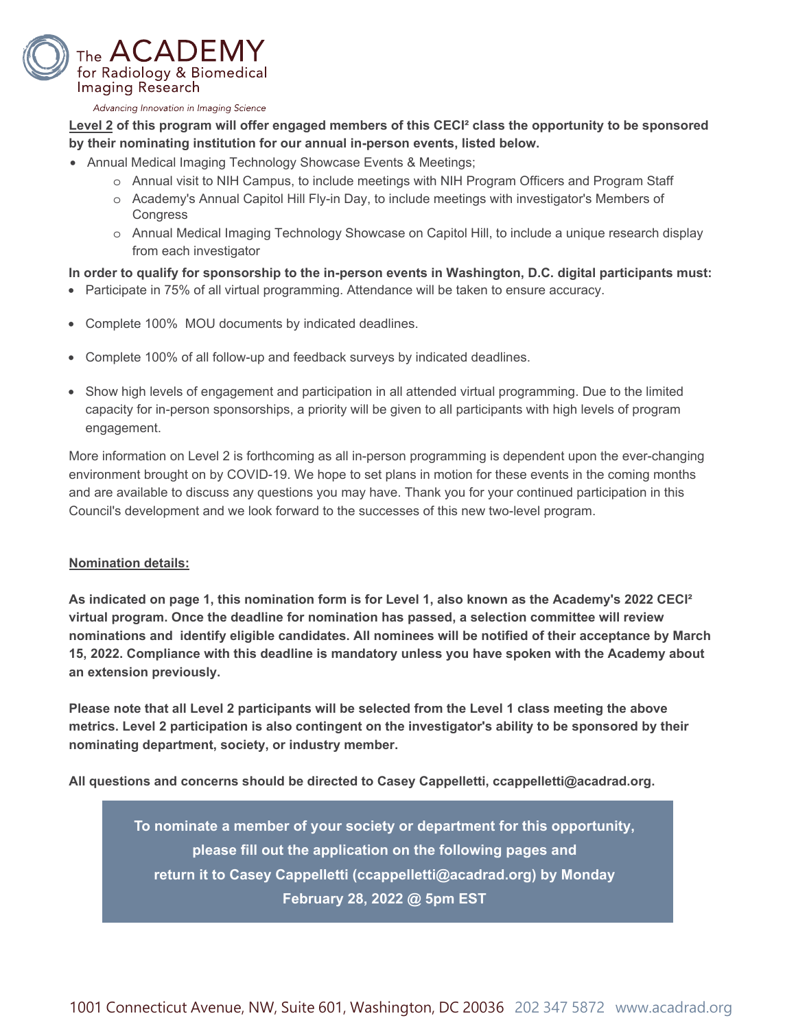**Level 2 of this program will offer engaged members of this CECI² class the opportunity to be sponsored by their nominating institution for our annual in-person events, listed below.**

- Annual Medical Imaging Technology Showcase Events & Meetings;
  - Annual visit to NIH Campus, to include meetings with NIH Program Officers and Program Staff
  - Academy's Annual Capitol Hill Fly-in Day, to include meetings with investigator's Members of Congress
  - Annual Medical Imaging Technology Showcase on Capitol Hill, to include a unique research display from each investigator

**In order to qualify for sponsorship to the in-person events in Washington, D.C. digital participants must:**

- Participate in 75% of all virtual programming. Attendance will be taken to ensure accuracy.
- Complete 100% MOU documents by indicated deadlines.
- Complete 100% of all follow-up and feedback surveys by indicated deadlines.
- Show high levels of engagement and participation in all attended virtual programming. Due to the limited capacity for in-person sponsorships, a priority will be given to all participants with high levels of program engagement.

More information on Level 2 is forthcoming as all in-person programming is dependent upon the ever-changing environment brought on by COVID-19. We hope to set plans in motion for these events in the coming months and are available to discuss any questions you may have. Thank you for your continued participation in this Council's development and we look forward to the successes of this new two-level program.

## Nomination details:

**As indicated on page 1, this nomination form is for Level 1, also known as the Academy's 2022 CECI² virtual program. Once the deadline for nomination has passed, a selection committee will review nominations and identify eligible candidates. All nominees will be notified of their acceptance by March 15, 2022. Compliance with this deadline is mandatory unless you have spoken with the Academy about an extension previously.**

**Please note that all Level 2 participants will be selected from the Level 1 class meeting the above metrics. Level 2 participation is also contingent on the investigator's ability to be sponsored by their nominating department, society, or industry member.**

**All questions and concerns should be directed to Casey Cappelletti, ccappelletti@acadrad.org.**

**To nominate a member of your society or department for this opportunity, please fill out the application on the following pages and return it to Casey Cappelletti (ccappelletti@acadrad.org) by Monday February 28, 2022 @ 5pm EST**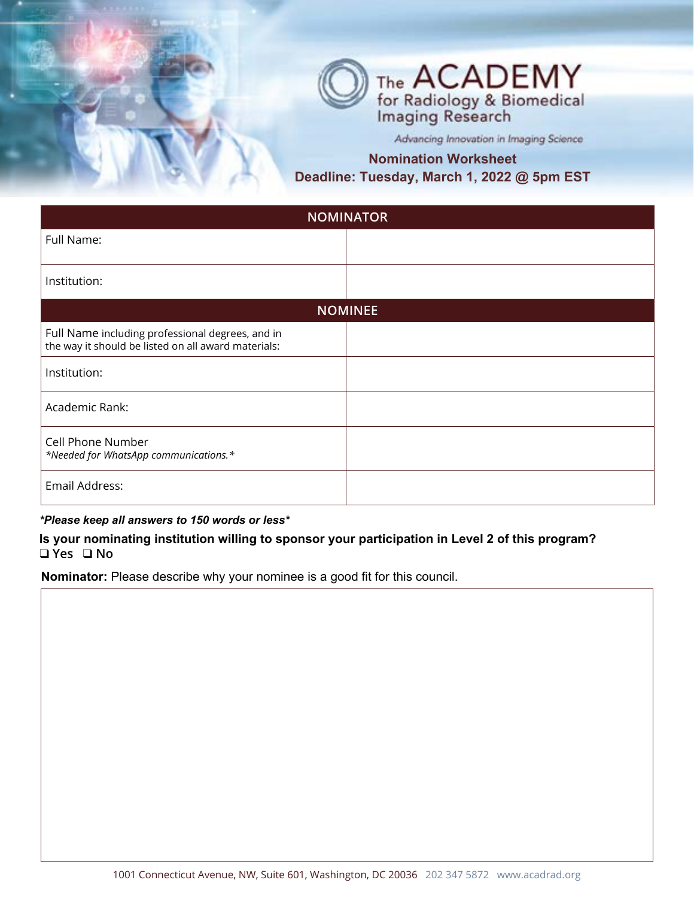# The ACADEMY for Radiology & Biomedical Imaging Research

*Advancing Innovation in Imaging Science*

## Nomination Worksheet

**Deadline: Tuesday, March 1, 2022 @ 5pm EST**

| NOMINATOR | |
|---|---|
| Full Name: | |
| Institution: | |

| NOMINEE | |
|---|---|
| Full Name including professional degrees, and in the way it should be listed on all award materials: | |
| Institution: | |
| Academic Rank: | |
| Cell Phone Number *\*Needed for WhatsApp communications.\** | |
| Email Address: | |

***Please keep all answers to 150 words or less***

**Is your nominating institution willing to sponsor your participation in Level 2 of this program?**

❑ Yes ❑ No

**Nominator:** Please describe why your nominee is a good fit for this council.

1001 Connecticut Avenue, NW, Suite 601, Washington, DC 20036 202 347 5872 www.acadrad.org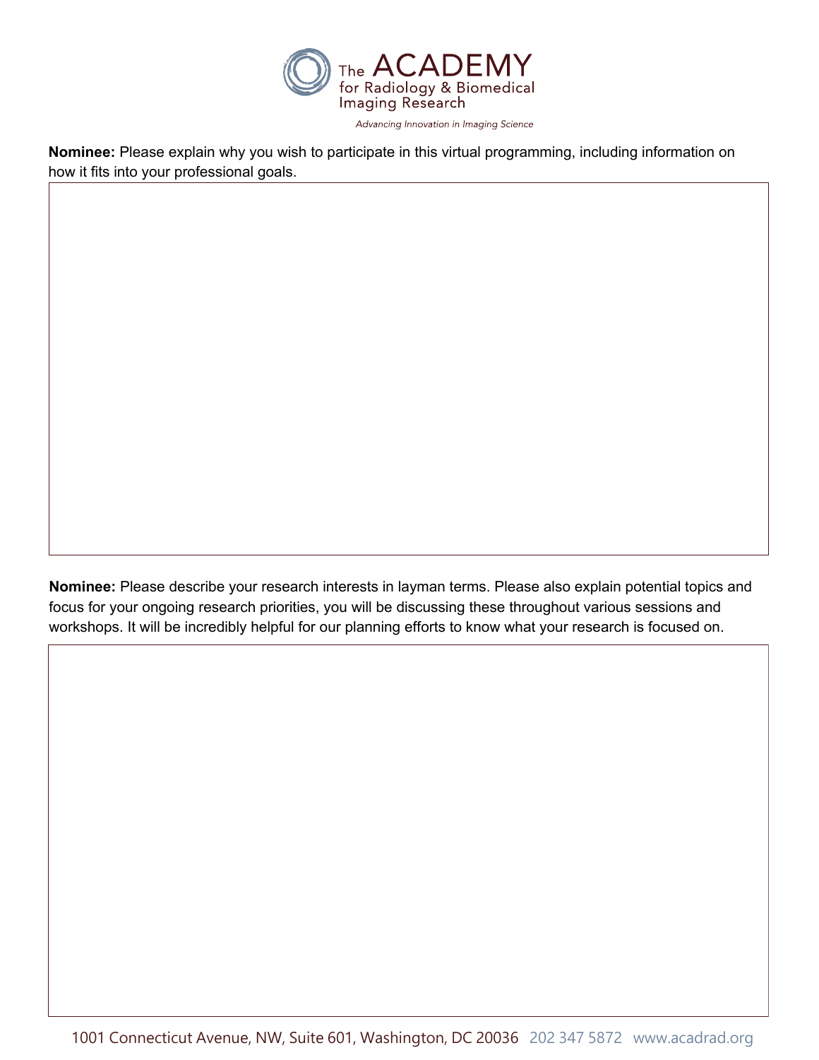**Nominee:** Please explain why you wish to participate in this virtual programming, including information on how it fits into your professional goals.

**Nominee:** Please describe your research interests in layman terms. Please also explain potential topics and focus for your ongoing research priorities, you will be discussing these throughout various sessions and workshops. It will be incredibly helpful for our planning efforts to know what your research is focused on.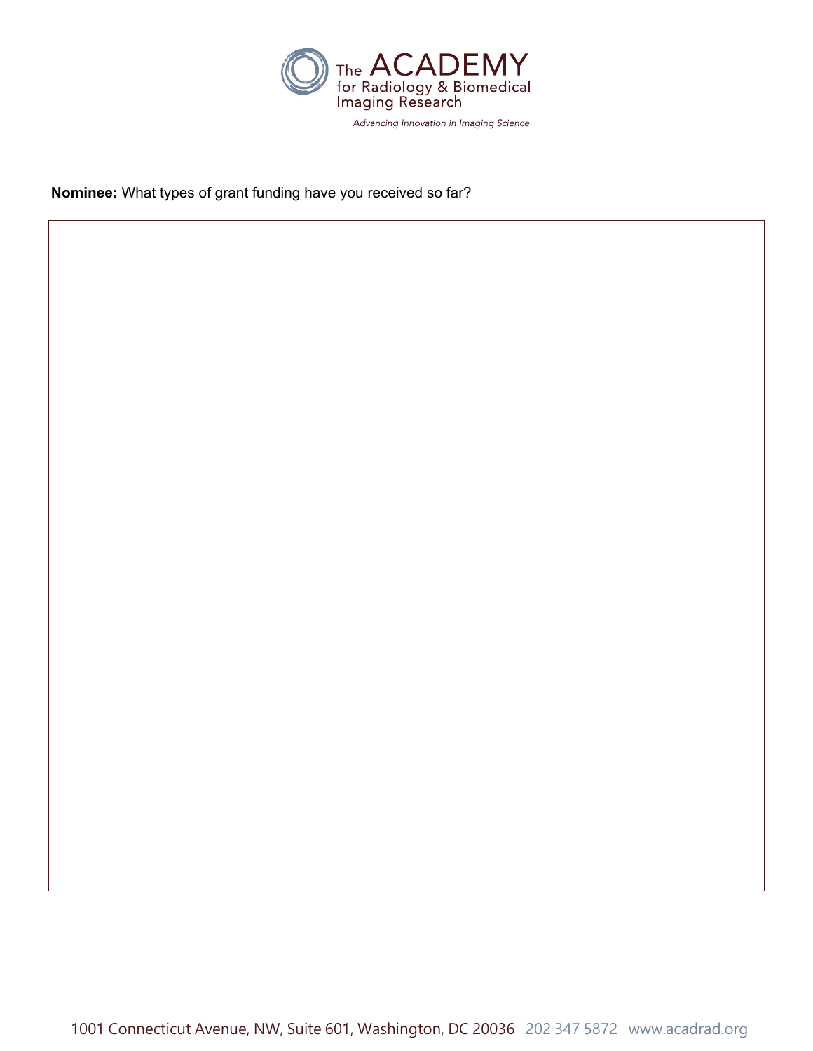**Nominee:** What types of grant funding have you received so far?